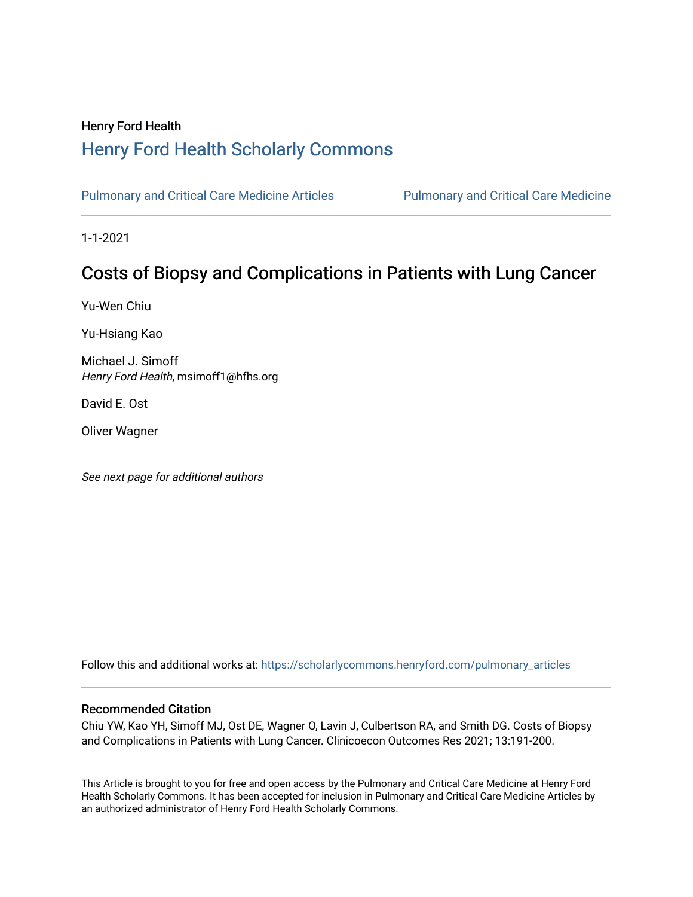Henry Ford Health

# Henry Ford Health Scholarly Commons

Pulmonary and Critical Care Medicine Articles | Pulmonary and Critical Care Medicine

1-1-2021

## Costs of Biopsy and Complications in Patients with Lung Cancer

Yu-Wen Chiu

Yu-Hsiang Kao

Michael J. Simoff
*Henry Ford Health*, msimoff1@hfhs.org

David E. Ost

Oliver Wagner

*See next page for additional authors*

Follow this and additional works at: https://scholarlycommons.henryford.com/pulmonary_articles

### Recommended Citation

Chiu YW, Kao YH, Simoff MJ, Ost DE, Wagner O, Lavin J, Culbertson RA, and Smith DG. Costs of Biopsy and Complications in Patients with Lung Cancer. Clinicoecon Outcomes Res 2021; 13:191-200.

This Article is brought to you for free and open access by the Pulmonary and Critical Care Medicine at Henry Ford Health Scholarly Commons. It has been accepted for inclusion in Pulmonary and Critical Care Medicine Articles by an authorized administrator of Henry Ford Health Scholarly Commons.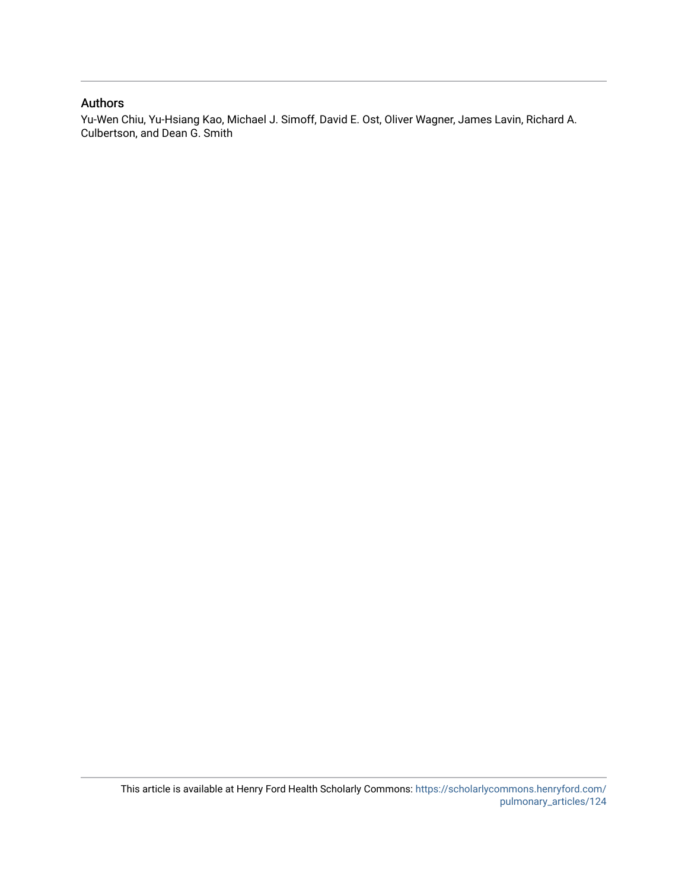## Authors

Yu-Wen Chiu, Yu-Hsiang Kao, Michael J. Simoff, David E. Ost, Oliver Wagner, James Lavin, Richard A. Culbertson, and Dean G. Smith

This article is available at Henry Ford Health Scholarly Commons: https://scholarlycommons.henryford.com/pulmonary_articles/124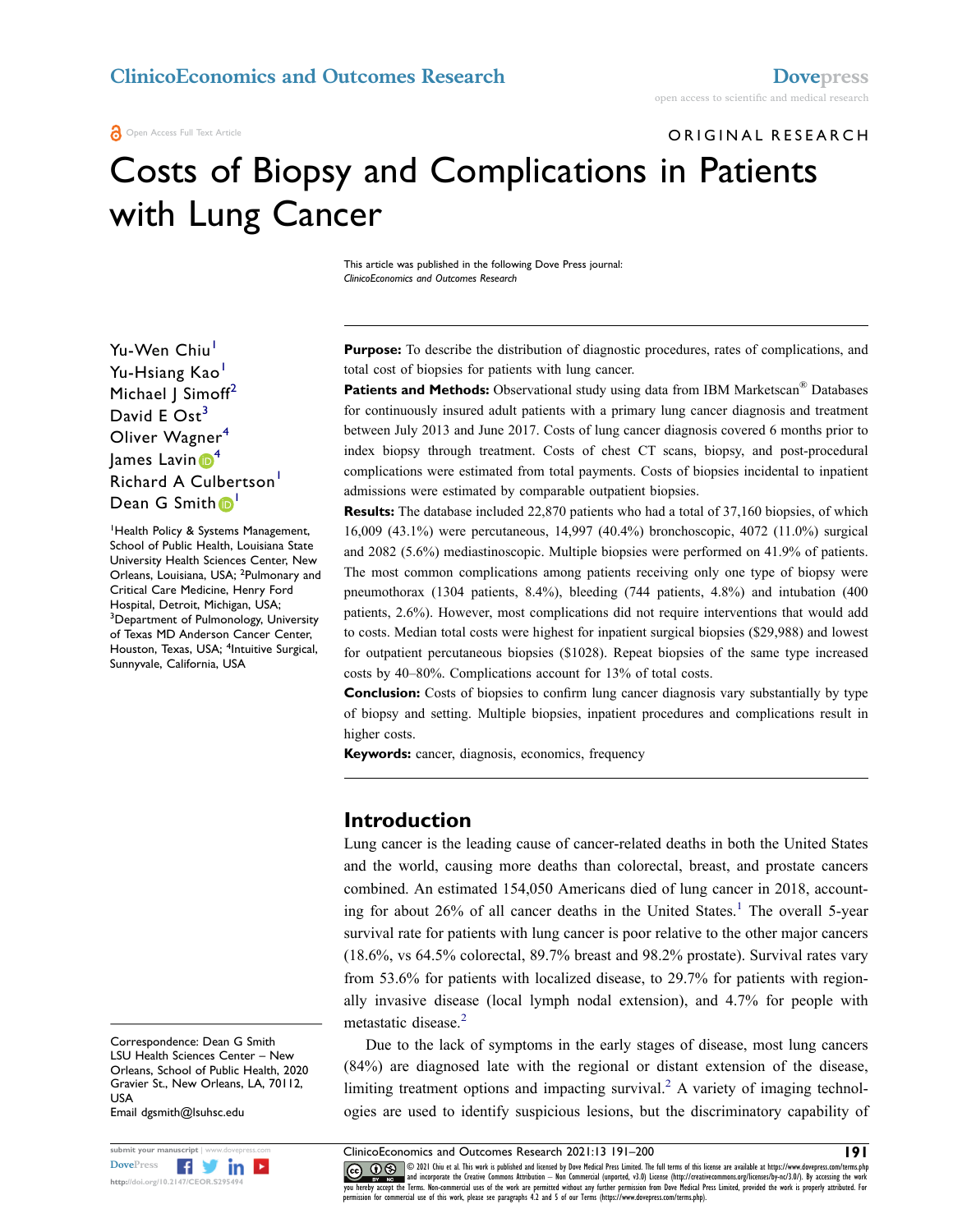ClinicoEconomics and Outcomes Research

Dovepress

open access to scientific and medical research

Open Access Full Text Article

ORIGINAL RESEARCH

# Costs of Biopsy and Complications in Patients with Lung Cancer

This article was published in the following Dove Press journal:
*ClinicoEconomics and Outcomes Research*

Yu-Wen Chiu[1]
Yu-Hsiang Kao[1]
Michael J Simoff[2]
David E Ost[3]
Oliver Wagner[4]
James Lavin[4]
Richard A Culbertson[1]
Dean G Smith[1]

[1]Health Policy & Systems Management, School of Public Health, Louisiana State University Health Sciences Center, New Orleans, Louisiana, USA; [2]Pulmonary and Critical Care Medicine, Henry Ford Hospital, Detroit, Michigan, USA; [3]Department of Pulmonology, University of Texas MD Anderson Cancer Center, Houston, Texas, USA; [4]Intuitive Surgical, Sunnyvale, California, USA

**Purpose:** To describe the distribution of diagnostic procedures, rates of complications, and total cost of biopsies for patients with lung cancer.

**Patients and Methods:** Observational study using data from IBM Marketscan® Databases for continuously insured adult patients with a primary lung cancer diagnosis and treatment between July 2013 and June 2017. Costs of lung cancer diagnosis covered 6 months prior to index biopsy through treatment. Costs of chest CT scans, biopsy, and post-procedural complications were estimated from total payments. Costs of biopsies incidental to inpatient admissions were estimated by comparable outpatient biopsies.

**Results:** The database included 22,870 patients who had a total of 37,160 biopsies, of which 16,009 (43.1%) were percutaneous, 14,997 (40.4%) bronchoscopic, 4072 (11.0%) surgical and 2082 (5.6%) mediastinoscopic. Multiple biopsies were performed on 41.9% of patients. The most common complications among patients receiving only one type of biopsy were pneumothorax (1304 patients, 8.4%), bleeding (744 patients, 4.8%) and intubation (400 patients, 2.6%). However, most complications did not require interventions that would add to costs. Median total costs were highest for inpatient surgical biopsies ($29,988) and lowest for outpatient percutaneous biopsies ($1028). Repeat biopsies of the same type increased costs by 40–80%. Complications account for 13% of total costs.

**Conclusion:** Costs of biopsies to confirm lung cancer diagnosis vary substantially by type of biopsy and setting. Multiple biopsies, inpatient procedures and complications result in higher costs.

**Keywords:** cancer, diagnosis, economics, frequency

## Introduction

Lung cancer is the leading cause of cancer-related deaths in both the United States and the world, causing more deaths than colorectal, breast, and prostate cancers combined. An estimated 154,050 Americans died of lung cancer in 2018, accounting for about 26% of all cancer deaths in the United States.[1] The overall 5-year survival rate for patients with lung cancer is poor relative to the other major cancers (18.6%, vs 64.5% colorectal, 89.7% breast and 98.2% prostate). Survival rates vary from 53.6% for patients with localized disease, to 29.7% for patients with regionally invasive disease (local lymph nodal extension), and 4.7% for people with metastatic disease.[2]

Due to the lack of symptoms in the early stages of disease, most lung cancers (84%) are diagnosed late with the regional or distant extension of the disease, limiting treatment options and impacting survival.[2] A variety of imaging technologies are used to identify suspicious lesions, but the discriminatory capability of

Correspondence: Dean G Smith
LSU Health Sciences Center – New Orleans, School of Public Health, 2020 Gravier St., New Orleans, LA, 70112, USA
Email dgsmith@lsuhsc.edu

© 2021 Chiu et al. This work is published and licensed by Dove Medical Press Limited. The full terms of this license are available at https://www.dovepress.com/terms.php and incorporate the Creative Commons Attribution – Non Commercial (unported, v3.0) License (http://creativecommons.org/licenses/by-nc/3.0/). By accessing the work you hereby accept the Terms. Non-commercial uses of the work are permitted without any further permission from Dove Medical Press Limited, provided the work is properly attributed. For permission for commercial use of this work, please see paragraphs 4.2 and 5 of our Terms (https://www.dovepress.com/terms.php).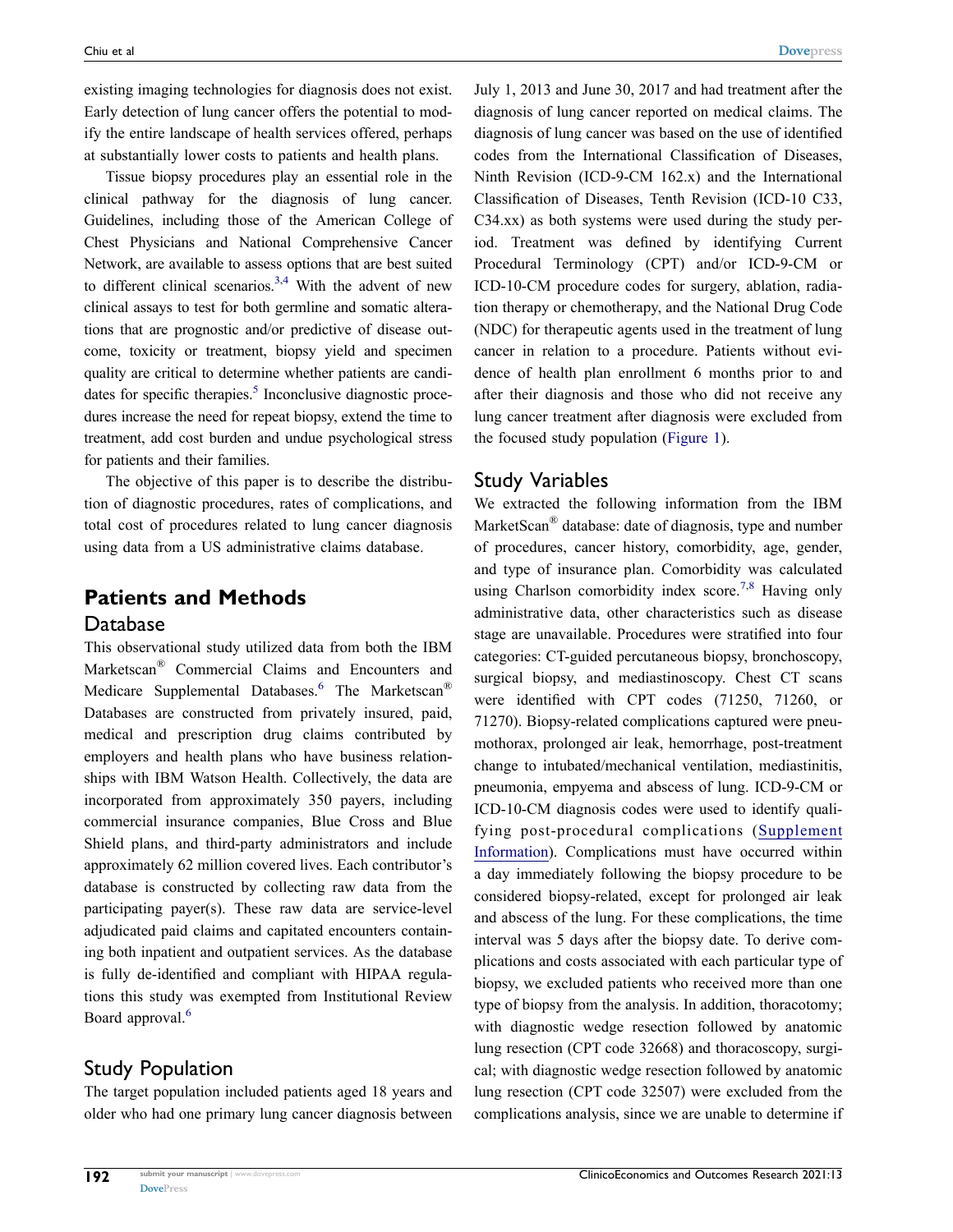existing imaging technologies for diagnosis does not exist. Early detection of lung cancer offers the potential to modify the entire landscape of health services offered, perhaps at substantially lower costs to patients and health plans.

Tissue biopsy procedures play an essential role in the clinical pathway for the diagnosis of lung cancer. Guidelines, including those of the American College of Chest Physicians and National Comprehensive Cancer Network, are available to assess options that are best suited to different clinical scenarios.[3,4] With the advent of new clinical assays to test for both germline and somatic alterations that are prognostic and/or predictive of disease outcome, toxicity or treatment, biopsy yield and specimen quality are critical to determine whether patients are candidates for specific therapies.[5] Inconclusive diagnostic procedures increase the need for repeat biopsy, extend the time to treatment, add cost burden and undue psychological stress for patients and their families.

The objective of this paper is to describe the distribution of diagnostic procedures, rates of complications, and total cost of procedures related to lung cancer diagnosis using data from a US administrative claims database.

## Patients and Methods

### Database

This observational study utilized data from both the IBM Marketscan® Commercial Claims and Encounters and Medicare Supplemental Databases.[6] The Marketscan® Databases are constructed from privately insured, paid, medical and prescription drug claims contributed by employers and health plans who have business relationships with IBM Watson Health. Collectively, the data are incorporated from approximately 350 payers, including commercial insurance companies, Blue Cross and Blue Shield plans, and third-party administrators and include approximately 62 million covered lives. Each contributor's database is constructed by collecting raw data from the participating payer(s). These raw data are service-level adjudicated paid claims and capitated encounters containing both inpatient and outpatient services. As the database is fully de-identified and compliant with HIPAA regulations this study was exempted from Institutional Review Board approval.[6]

### Study Population

The target population included patients aged 18 years and older who had one primary lung cancer diagnosis between July 1, 2013 and June 30, 2017 and had treatment after the diagnosis of lung cancer reported on medical claims. The diagnosis of lung cancer was based on the use of identified codes from the International Classification of Diseases, Ninth Revision (ICD-9-CM 162.x) and the International Classification of Diseases, Tenth Revision (ICD-10 C33, C34.xx) as both systems were used during the study period. Treatment was defined by identifying Current Procedural Terminology (CPT) and/or ICD-9-CM or ICD-10-CM procedure codes for surgery, ablation, radiation therapy or chemotherapy, and the National Drug Code (NDC) for therapeutic agents used in the treatment of lung cancer in relation to a procedure. Patients without evidence of health plan enrollment 6 months prior to and after their diagnosis and those who did not receive any lung cancer treatment after diagnosis were excluded from the focused study population (Figure 1).

### Study Variables

We extracted the following information from the IBM MarketScan® database: date of diagnosis, type and number of procedures, cancer history, comorbidity, age, gender, and type of insurance plan. Comorbidity was calculated using Charlson comorbidity index score.[7,8] Having only administrative data, other characteristics such as disease stage are unavailable. Procedures were stratified into four categories: CT-guided percutaneous biopsy, bronchoscopy, surgical biopsy, and mediastinoscopy. Chest CT scans were identified with CPT codes (71250, 71260, or 71270). Biopsy-related complications captured were pneumothorax, prolonged air leak, hemorrhage, post-treatment change to intubated/mechanical ventilation, mediastinitis, pneumonia, empyema and abscess of lung. ICD-9-CM or ICD-10-CM diagnosis codes were used to identify qualifying post-procedural complications (Supplement Information). Complications must have occurred within a day immediately following the biopsy procedure to be considered biopsy-related, except for prolonged air leak and abscess of the lung. For these complications, the time interval was 5 days after the biopsy date. To derive complications and costs associated with each particular type of biopsy, we excluded patients who received more than one type of biopsy from the analysis. In addition, thoracotomy; with diagnostic wedge resection followed by anatomic lung resection (CPT code 32668) and thoracoscopy, surgical; with diagnostic wedge resection followed by anatomic lung resection (CPT code 32507) were excluded from the complications analysis, since we are unable to determine if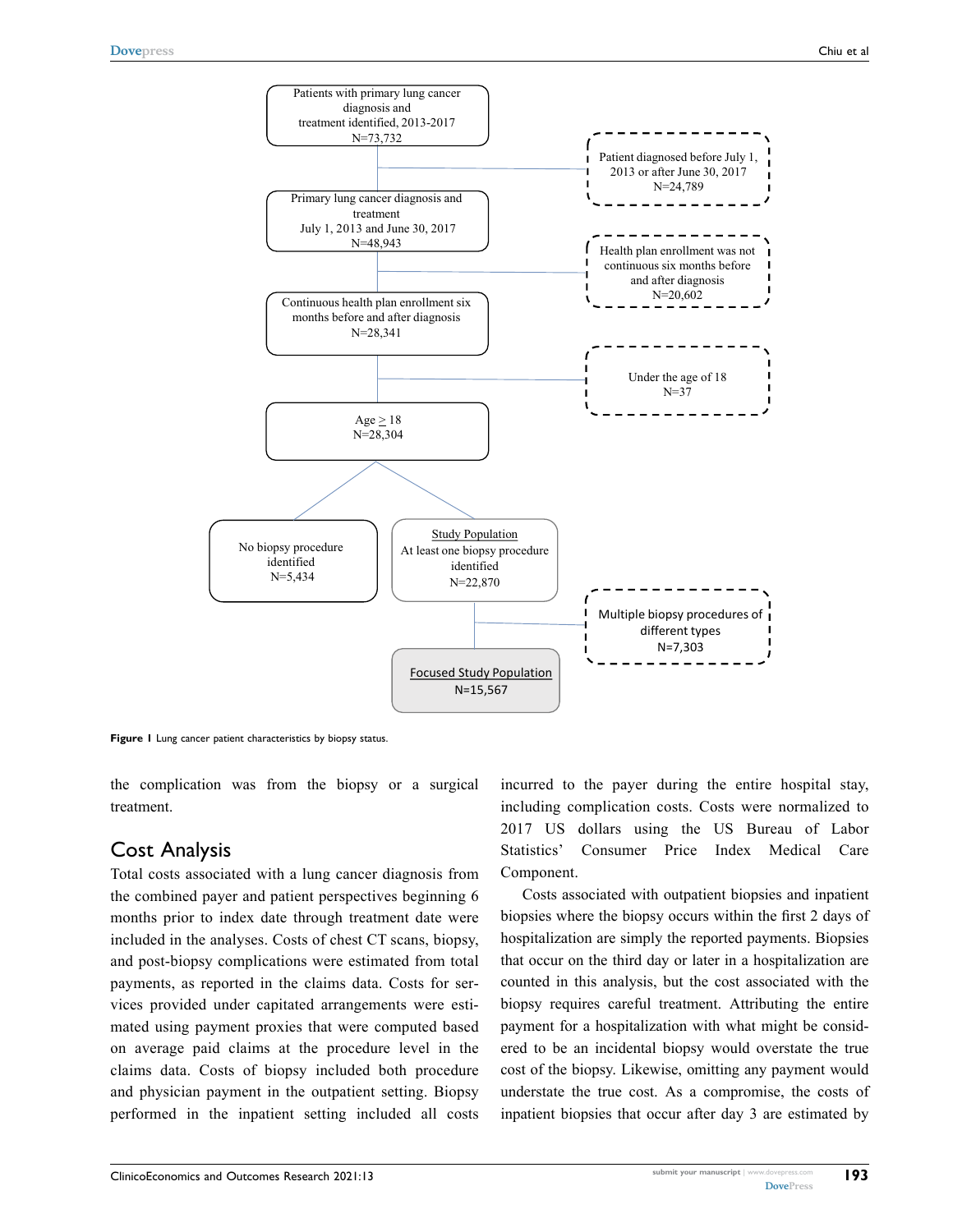Figure 1 Lung cancer patient characteristics by biopsy status.

the complication was from the biopsy or a surgical treatment.

## Cost Analysis

Total costs associated with a lung cancer diagnosis from the combined payer and patient perspectives beginning 6 months prior to index date through treatment date were included in the analyses. Costs of chest CT scans, biopsy, and post-biopsy complications were estimated from total payments, as reported in the claims data. Costs for services provided under capitated arrangements were estimated using payment proxies that were computed based on average paid claims at the procedure level in the claims data. Costs of biopsy included both procedure and physician payment in the outpatient setting. Biopsy performed in the inpatient setting included all costs incurred to the payer during the entire hospital stay, including complication costs. Costs were normalized to 2017 US dollars using the US Bureau of Labor Statistics' Consumer Price Index Medical Care Component.

Costs associated with outpatient biopsies and inpatient biopsies where the biopsy occurs within the first 2 days of hospitalization are simply the reported payments. Biopsies that occur on the third day or later in a hospitalization are counted in this analysis, but the cost associated with the biopsy requires careful treatment. Attributing the entire payment for a hospitalization with what might be considered to be an incidental biopsy would overstate the true cost of the biopsy. Likewise, omitting any payment would understate the true cost. As a compromise, the costs of inpatient biopsies that occur after day 3 are estimated by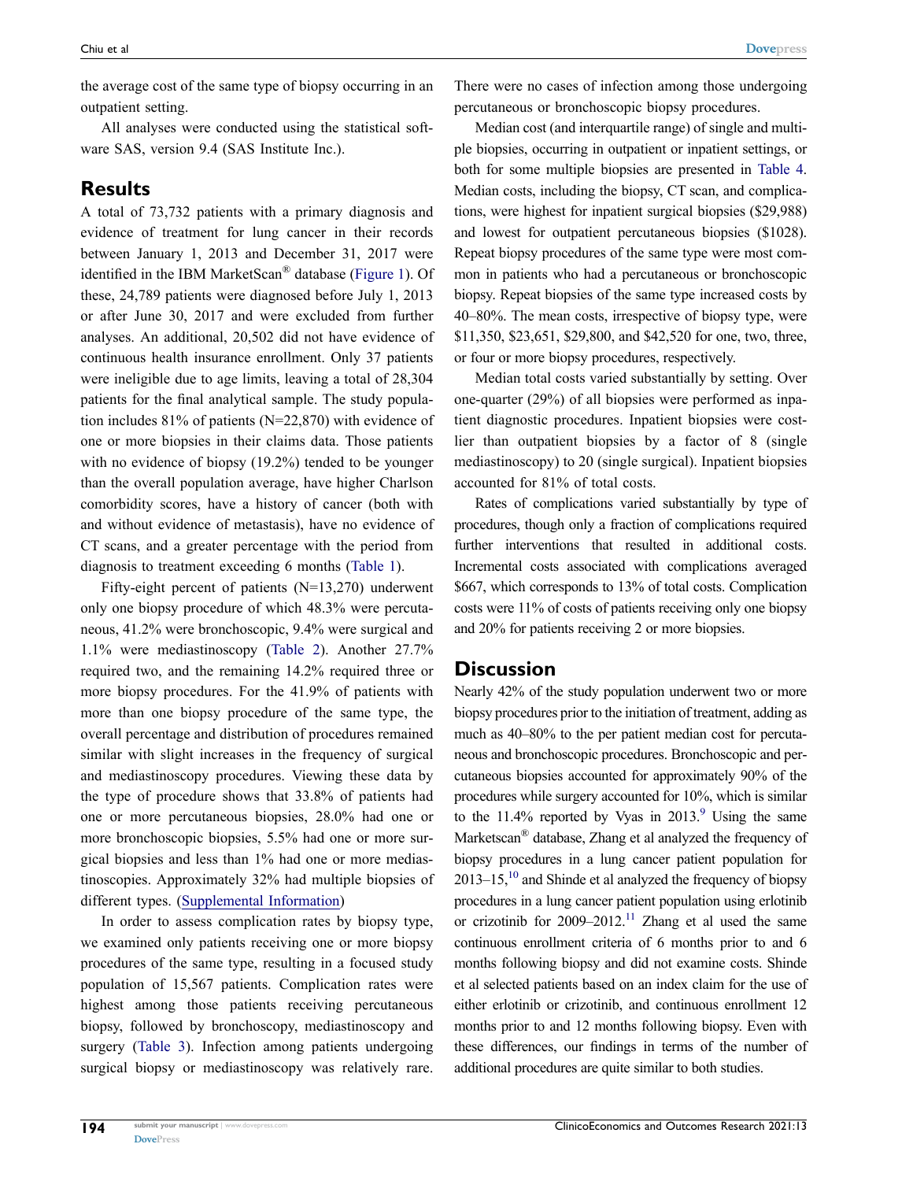the average cost of the same type of biopsy occurring in an outpatient setting.

All analyses were conducted using the statistical software SAS, version 9.4 (SAS Institute Inc.).

## Results

A total of 73,732 patients with a primary diagnosis and evidence of treatment for lung cancer in their records between January 1, 2013 and December 31, 2017 were identified in the IBM MarketScan® database (Figure 1). Of these, 24,789 patients were diagnosed before July 1, 2013 or after June 30, 2017 and were excluded from further analyses. An additional, 20,502 did not have evidence of continuous health insurance enrollment. Only 37 patients were ineligible due to age limits, leaving a total of 28,304 patients for the final analytical sample. The study population includes 81% of patients (N=22,870) with evidence of one or more biopsies in their claims data. Those patients with no evidence of biopsy (19.2%) tended to be younger than the overall population average, have higher Charlson comorbidity scores, have a history of cancer (both with and without evidence of metastasis), have no evidence of CT scans, and a greater percentage with the period from diagnosis to treatment exceeding 6 months (Table 1).

Fifty-eight percent of patients (N=13,270) underwent only one biopsy procedure of which 48.3% were percutaneous, 41.2% were bronchoscopic, 9.4% were surgical and 1.1% were mediastinoscopy (Table 2). Another 27.7% required two, and the remaining 14.2% required three or more biopsy procedures. For the 41.9% of patients with more than one biopsy procedure of the same type, the overall percentage and distribution of procedures remained similar with slight increases in the frequency of surgical and mediastinoscopy procedures. Viewing these data by the type of procedure shows that 33.8% of patients had one or more percutaneous biopsies, 28.0% had one or more bronchoscopic biopsies, 5.5% had one or more surgical biopsies and less than 1% had one or more mediastinoscopies. Approximately 32% had multiple biopsies of different types. (Supplemental Information)

In order to assess complication rates by biopsy type, we examined only patients receiving one or more biopsy procedures of the same type, resulting in a focused study population of 15,567 patients. Complication rates were highest among those patients receiving percutaneous biopsy, followed by bronchoscopy, mediastinoscopy and surgery (Table 3). Infection among patients undergoing surgical biopsy or mediastinoscopy was relatively rare. There were no cases of infection among those undergoing percutaneous or bronchoscopic biopsy procedures.

Median cost (and interquartile range) of single and multiple biopsies, occurring in outpatient or inpatient settings, or both for some multiple biopsies are presented in Table 4. Median costs, including the biopsy, CT scan, and complications, were highest for inpatient surgical biopsies ($29,988) and lowest for outpatient percutaneous biopsies ($1028). Repeat biopsy procedures of the same type were most common in patients who had a percutaneous or bronchoscopic biopsy. Repeat biopsies of the same type increased costs by 40–80%. The mean costs, irrespective of biopsy type, were $11,350, $23,651, $29,800, and $42,520 for one, two, three, or four or more biopsy procedures, respectively.

Median total costs varied substantially by setting. Over one-quarter (29%) of all biopsies were performed as inpatient diagnostic procedures. Inpatient biopsies were costlier than outpatient biopsies by a factor of 8 (single mediastinoscopy) to 20 (single surgical). Inpatient biopsies accounted for 81% of total costs.

Rates of complications varied substantially by type of procedures, though only a fraction of complications required further interventions that resulted in additional costs. Incremental costs associated with complications averaged $667, which corresponds to 13% of total costs. Complication costs were 11% of costs of patients receiving only one biopsy and 20% for patients receiving 2 or more biopsies.

## Discussion

Nearly 42% of the study population underwent two or more biopsy procedures prior to the initiation of treatment, adding as much as 40–80% to the per patient median cost for percutaneous and bronchoscopic biopsies. Bronchoscopic and percutaneous biopsies accounted for approximately 90% of the procedures while surgery accounted for 10%, which is similar to the 11.4% reported by Vyas in 2013.[9] Using the same Marketscan® database, Zhang et al analyzed the frequency of biopsy procedures in a lung cancer patient population for 2013–15,[10] and Shinde et al analyzed the frequency of biopsy procedures in a lung cancer patient population using erlotinib or crizotinib for 2009–2012.[11] Zhang et al used the same continuous enrollment criteria of 6 months prior to and 6 months following biopsy and did not examine costs. Shinde et al selected patients based on an index claim for the use of either erlotinib or crizotinib, and continuous enrollment 12 months prior to and 12 months following biopsy. Even with these differences, our findings in terms of the number of additional procedures are quite similar to both studies.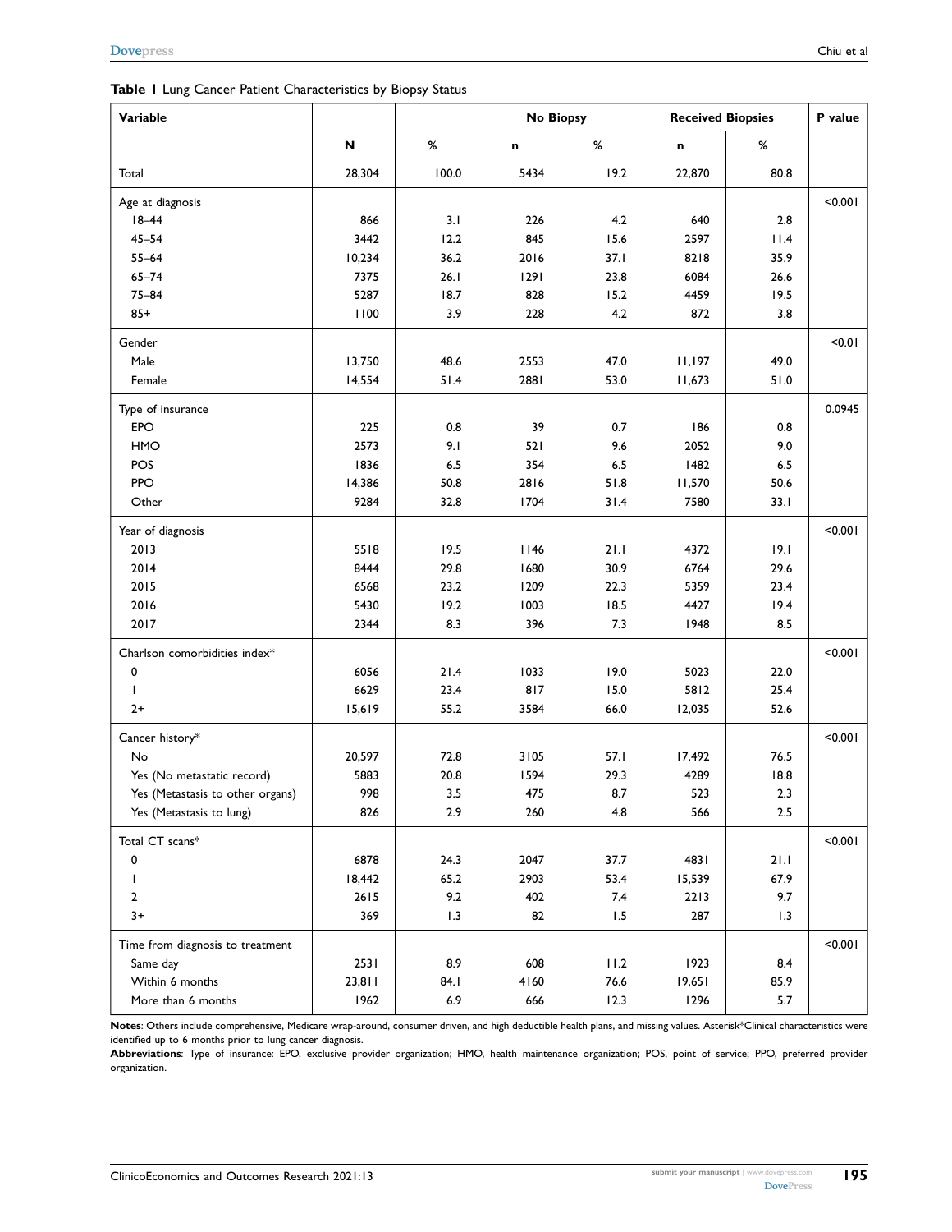**Table 1** Lung Cancer Patient Characteristics by Biopsy Status

| Variable | | | No Biopsy | | Received Biopsies | | P value |
|---|---|---|---|---|---|---|---|
| | N | % | n | % | n | % | |
| Total | 28,304 | 100.0 | 5434 | 19.2 | 22,870 | 80.8 | |
| Age at diagnosis | | | | | | | <0.001 |
| 18–44 | 866 | 3.1 | 226 | 4.2 | 640 | 2.8 | |
| 45–54 | 3442 | 12.2 | 845 | 15.6 | 2597 | 11.4 | |
| 55–64 | 10,234 | 36.2 | 2016 | 37.1 | 8218 | 35.9 | |
| 65–74 | 7375 | 26.1 | 1291 | 23.8 | 6084 | 26.6 | |
| 75–84 | 5287 | 18.7 | 828 | 15.2 | 4459 | 19.5 | |
| 85+ | 1100 | 3.9 | 228 | 4.2 | 872 | 3.8 | |
| Gender | | | | | | | <0.01 |
| Male | 13,750 | 48.6 | 2553 | 47.0 | 11,197 | 49.0 | |
| Female | 14,554 | 51.4 | 2881 | 53.0 | 11,673 | 51.0 | |
| Type of insurance | | | | | | | 0.0945 |
| EPO | 225 | 0.8 | 39 | 0.7 | 186 | 0.8 | |
| HMO | 2573 | 9.1 | 521 | 9.6 | 2052 | 9.0 | |
| POS | 1836 | 6.5 | 354 | 6.5 | 1482 | 6.5 | |
| PPO | 14,386 | 50.8 | 2816 | 51.8 | 11,570 | 50.6 | |
| Other | 9284 | 32.8 | 1704 | 31.4 | 7580 | 33.1 | |
| Year of diagnosis | | | | | | | <0.001 |
| 2013 | 5518 | 19.5 | 1146 | 21.1 | 4372 | 19.1 | |
| 2014 | 8444 | 29.8 | 1680 | 30.9 | 6764 | 29.6 | |
| 2015 | 6568 | 23.2 | 1209 | 22.3 | 5359 | 23.4 | |
| 2016 | 5430 | 19.2 | 1003 | 18.5 | 4427 | 19.4 | |
| 2017 | 2344 | 8.3 | 396 | 7.3 | 1948 | 8.5 | |
| Charlson comorbidities index* | | | | | | | <0.001 |
| 0 | 6056 | 21.4 | 1033 | 19.0 | 5023 | 22.0 | |
| 1 | 6629 | 23.4 | 817 | 15.0 | 5812 | 25.4 | |
| 2+ | 15,619 | 55.2 | 3584 | 66.0 | 12,035 | 52.6 | |
| Cancer history* | | | | | | | <0.001 |
| No | 20,597 | 72.8 | 3105 | 57.1 | 17,492 | 76.5 | |
| Yes (No metastatic record) | 5883 | 20.8 | 1594 | 29.3 | 4289 | 18.8 | |
| Yes (Metastasis to other organs) | 998 | 3.5 | 475 | 8.7 | 523 | 2.3 | |
| Yes (Metastasis to lung) | 826 | 2.9 | 260 | 4.8 | 566 | 2.5 | |
| Total CT scans* | | | | | | | <0.001 |
| 0 | 6878 | 24.3 | 2047 | 37.7 | 4831 | 21.1 | |
| 1 | 18,442 | 65.2 | 2903 | 53.4 | 15,539 | 67.9 | |
| 2 | 2615 | 9.2 | 402 | 7.4 | 2213 | 9.7 | |
| 3+ | 369 | 1.3 | 82 | 1.5 | 287 | 1.3 | |
| Time from diagnosis to treatment | | | | | | | <0.001 |
| Same day | 2531 | 8.9 | 608 | 11.2 | 1923 | 8.4 | |
| Within 6 months | 23,811 | 84.1 | 4160 | 76.6 | 19,651 | 85.9 | |
| More than 6 months | 1962 | 6.9 | 666 | 12.3 | 1296 | 5.7 | |

**Notes**: Others include comprehensive, Medicare wrap-around, consumer driven, and high deductible health plans, and missing values. Asterisk*Clinical characteristics were identified up to 6 months prior to lung cancer diagnosis.

**Abbreviations**: Type of insurance: EPO, exclusive provider organization; HMO, health maintenance organization; POS, point of service; PPO, preferred provider organization.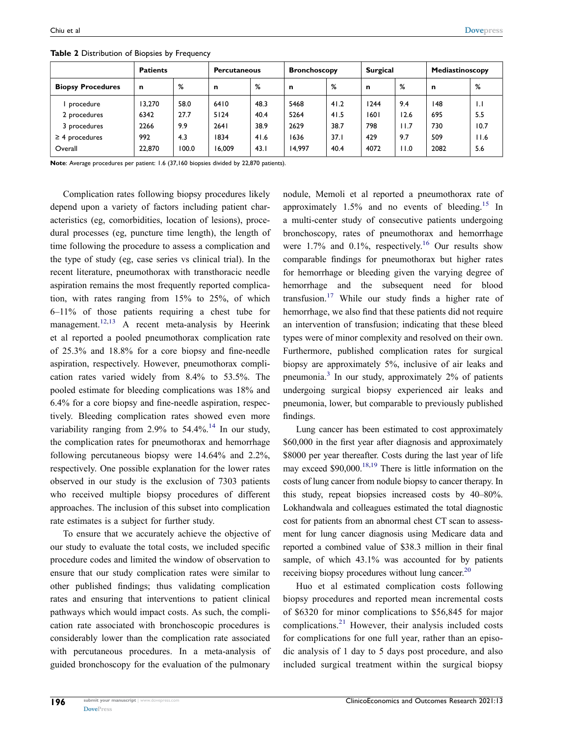**Table 2** Distribution of Biopsies by Frequency

| | Patients | | Percutaneous | | Bronchoscopy | | Surgical | | Mediastinoscopy | |
|---|---|---|---|---|---|---|---|---|---|---|
| **Biopsy Procedures** | **n** | **%** | **n** | **%** | **n** | **%** | **n** | **%** | **n** | **%** |
| 1 procedure | 13,270 | 58.0 | 6410 | 48.3 | 5468 | 41.2 | 1244 | 9.4 | 148 | 1.1 |
| 2 procedures | 6342 | 27.7 | 5124 | 40.4 | 5264 | 41.5 | 1601 | 12.6 | 695 | 5.5 |
| 3 procedures | 2266 | 9.9 | 2641 | 38.9 | 2629 | 38.7 | 798 | 11.7 | 730 | 10.7 |
| ≥ 4 procedures | 992 | 4.3 | 1834 | 41.6 | 1636 | 37.1 | 429 | 9.7 | 509 | 11.6 |
| Overall | 22,870 | 100.0 | 16,009 | 43.1 | 14,997 | 40.4 | 4072 | 11.0 | 2082 | 5.6 |

**Note**: Average procedures per patient: 1.6 (37,160 biopsies divided by 22,870 patients).

Complication rates following biopsy procedures likely depend upon a variety of factors including patient characteristics (eg, comorbidities, location of lesions), procedural processes (eg, puncture time length), the length of time following the procedure to assess a complication and the type of study (eg, case series vs clinical trial). In the recent literature, pneumothorax with transthoracic needle aspiration remains the most frequently reported complication, with rates ranging from 15% to 25%, of which 6–11% of those patients requiring a chest tube for management.[12,13] A recent meta-analysis by Heerink et al reported a pooled pneumothorax complication rate of 25.3% and 18.8% for a core biopsy and fine-needle aspiration, respectively. However, pneumothorax complication rates varied widely from 8.4% to 53.5%. The pooled estimate for bleeding complications was 18% and 6.4% for a core biopsy and fine-needle aspiration, respectively. Bleeding complication rates showed even more variability ranging from 2.9% to 54.4%.[14] In our study, the complication rates for pneumothorax and hemorrhage following percutaneous biopsy were 14.64% and 2.2%, respectively. One possible explanation for the lower rates observed in our study is the exclusion of 7303 patients who received multiple biopsy procedures of different approaches. The inclusion of this subset into complication rate estimates is a subject for further study.

To ensure that we accurately achieve the objective of our study to evaluate the total costs, we included specific procedure codes and limited the window of observation to ensure that our study complication rates were similar to other published findings; thus validating complication rates and ensuring that interventions to patient clinical pathways which would impact costs. As such, the complication rate associated with bronchoscopic procedures is considerably lower than the complication rate associated with percutaneous procedures. In a meta-analysis of guided bronchoscopy for the evaluation of the pulmonary nodule, Memoli et al reported a pneumothorax rate of approximately 1.5% and no events of bleeding.[15] In a multi-center study of consecutive patients undergoing bronchoscopy, rates of pneumothorax and hemorrhage were 1.7% and 0.1%, respectively.[16] Our results show comparable findings for pneumothorax but higher rates for hemorrhage or bleeding given the varying degree of hemorrhage and the subsequent need for blood transfusion.[17] While our study finds a higher rate of hemorrhage, we also find that these patients did not require an intervention of transfusion; indicating that these bleed types were of minor complexity and resolved on their own. Furthermore, published complication rates for surgical biopsy are approximately 5%, inclusive of air leaks and pneumonia.[3] In our study, approximately 2% of patients undergoing surgical biopsy experienced air leaks and pneumonia, lower, but comparable to previously published findings.

Lung cancer has been estimated to cost approximately $60,000 in the first year after diagnosis and approximately $8000 per year thereafter. Costs during the last year of life may exceed $90,000.[18,19] There is little information on the costs of lung cancer from nodule biopsy to cancer therapy. In this study, repeat biopsies increased costs by 40–80%. Lokhandwala and colleagues estimated the total diagnostic cost for patients from an abnormal chest CT scan to assessment for lung cancer diagnosis using Medicare data and reported a combined value of $38.3 million in their final sample, of which 43.1% was accounted for by patients receiving biopsy procedures without lung cancer.[20]

Huo et al estimated complication costs following biopsy procedures and reported mean incremental costs of $6320 for minor complications to $56,845 for major complications.[21] However, their analysis included costs for complications for one full year, rather than an episodic analysis of 1 day to 5 days post procedure, and also included surgical treatment within the surgical biopsy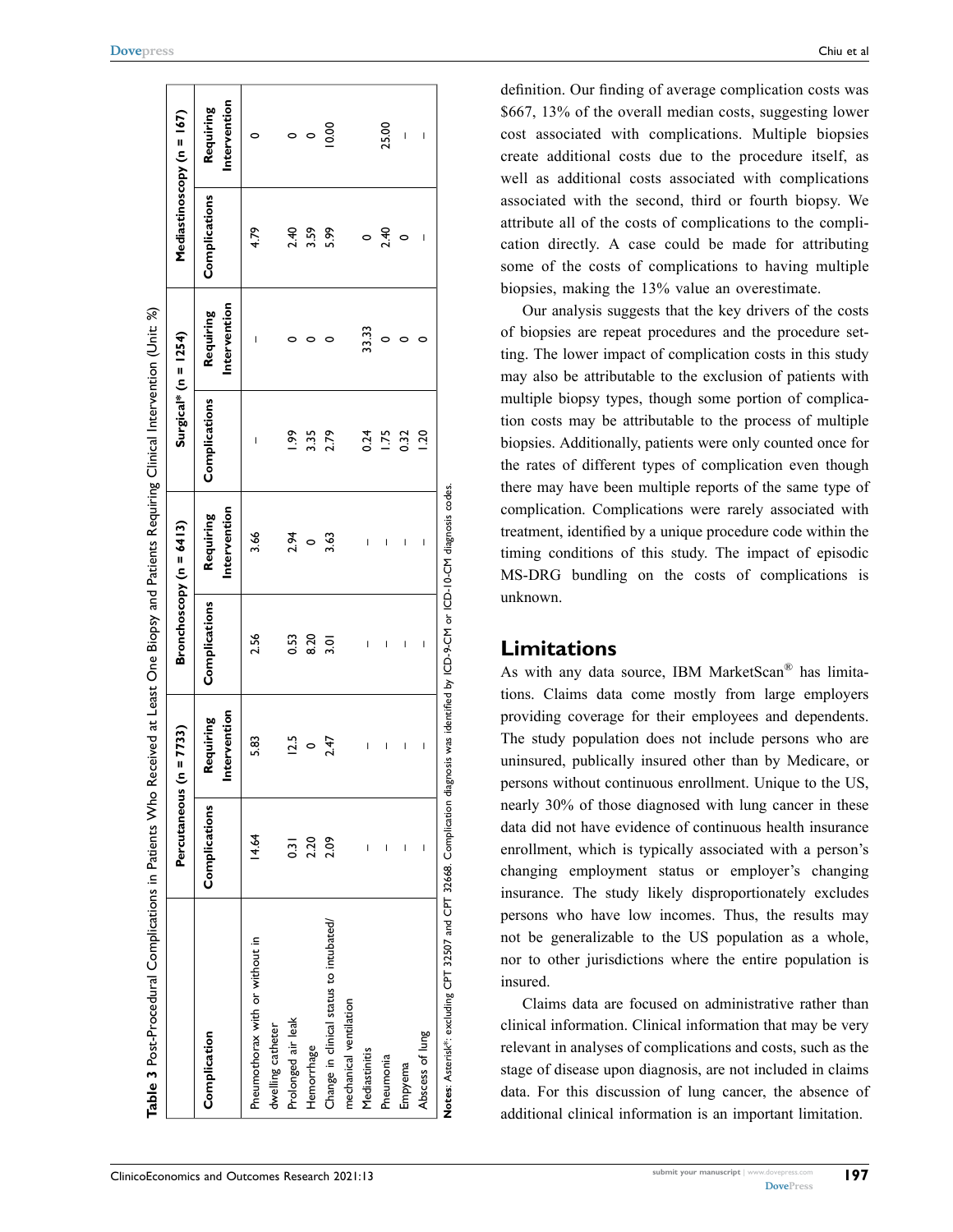**Table 3** Post-Procedural Complications in Patients Who Received at Least One Biopsy and Patients Requiring Clinical Intervention (Unit: %)

| Complication | Percutaneous (n = 7733) | | Bronchoscopy (n = 6413) | | Surgical* (n = 1254) | | Mediastinoscopy (n = 167) | |
|---|---|---|---|---|---|---|---|---|
| | Complications | Requiring Intervention | Complications | Requiring Intervention | Complications | Requiring Intervention | Complications | Requiring Intervention |
| Pneumothorax with or without in dwelling catheter | 14.64 | 5.83 | 2.56 | 3.66 | – | – | 4.79 | 0 |
| Prolonged air leak | 0.31 | 12.5 | 0.53 | 2.94 | 1.99 | 0 | 2.40 | 0 |
| Hemorrhage | 2.20 | 0 | 8.20 | 0 | 3.35 | 0 | 3.59 | 0 |
| Change in clinical status to intubated/ mechanical ventilation | 2.09 | 2.47 | 3.01 | 3.63 | 2.79 | 0 | 5.99 | 10.00 |
| Mediastinitis | – | – | – | – | 0.24 | 33.33 | 0 | |
| Pneumonia | – | – | – | – | 1.75 | 0 | 2.40 | 25.00 |
| Empyema | – | – | – | – | 0.32 | 0 | 0 | – |
| Abscess of lung | – | – | – | – | 1.20 | 0 | – | – |

**Notes**: Asterisk*: excluding CPT 32507 and CPT 32668. Complication diagnosis was identified by ICD-9-CM or ICD-10-CM diagnosis codes.

definition. Our finding of average complication costs was $667, 13% of the overall median costs, suggesting lower cost associated with complications. Multiple biopsies create additional costs due to the procedure itself, as well as additional costs associated with complications associated with the second, third or fourth biopsy. We attribute all of the costs of complications to the complication directly. A case could be made for attributing some of the costs of complications to having multiple biopsies, making the 13% value an overestimate.

Our analysis suggests that the key drivers of the costs of biopsies are repeat procedures and the procedure setting. The lower impact of complication costs in this study may also be attributable to the exclusion of patients with multiple biopsy types, though some portion of complication costs may be attributable to the process of multiple biopsies. Additionally, patients were only counted once for the rates of different types of complication even though there may have been multiple reports of the same type of complication. Complications were rarely associated with treatment, identified by a unique procedure code within the timing conditions of this study. The impact of episodic MS-DRG bundling on the costs of complications is unknown.

## Limitations

As with any data source, IBM MarketScan® has limitations. Claims data come mostly from large employers providing coverage for their employees and dependents. The study population does not include persons who are uninsured, publically insured other than by Medicare, or persons without continuous enrollment. Unique to the US, nearly 30% of those diagnosed with lung cancer in these data did not have evidence of continuous health insurance enrollment, which is typically associated with a person's changing employment status or employer's changing insurance. The study likely disproportionately excludes persons who have low incomes. Thus, the results may not be generalizable to the US population as a whole, nor to other jurisdictions where the entire population is insured.

Claims data are focused on administrative rather than clinical information. Clinical information that may be very relevant in analyses of complications and costs, such as the stage of disease upon diagnosis, are not included in claims data. For this discussion of lung cancer, the absence of additional clinical information is an important limitation.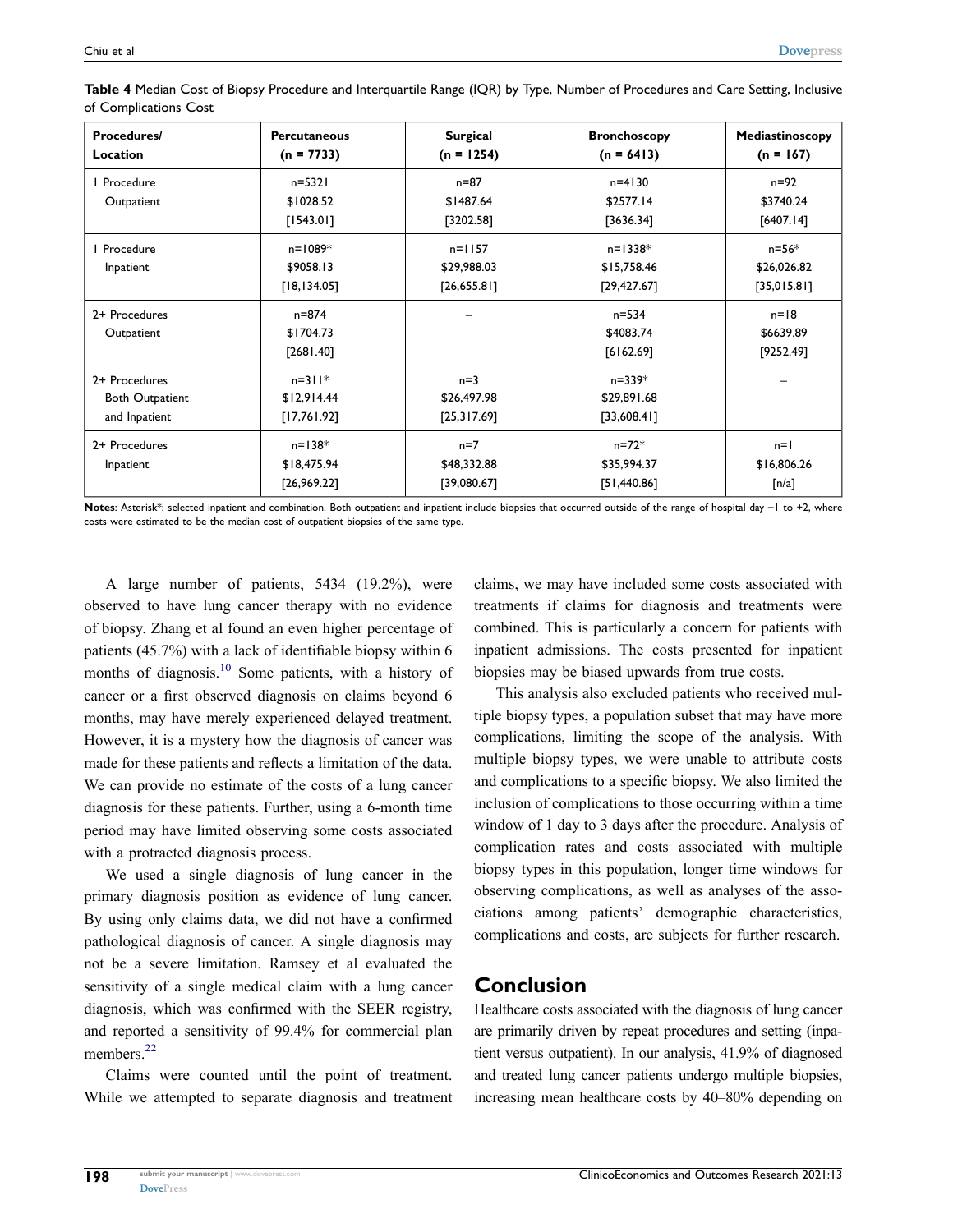**Table 4** Median Cost of Biopsy Procedure and Interquartile Range (IQR) by Type, Number of Procedures and Care Setting, Inclusive of Complications Cost

| Procedures/ Location | Percutaneous (n = 7733) | Surgical (n = 1254) | Bronchoscopy (n = 6413) | Mediastinoscopy (n = 167) |
|---|---|---|---|---|
| 1 Procedure Outpatient | n=5321 $1028.52 [1543.01] | n=87 $1487.64 [3202.58] | n=4130 $2577.14 [3636.34] | n=92 $3740.24 [6407.14] |
| 1 Procedure Inpatient | n=1089* $9058.13 [18,134.05] | n=1157 $29,988.03 [26,655.81] | n=1338* $15,758.46 [29,427.67] | n=56* $26,026.82 [35,015.81] |
| 2+ Procedures Outpatient | n=874 $1704.73 [2681.40] | – | n=534 $4083.74 [6162.69] | n=18 $6639.89 [9252.49] |
| 2+ Procedures Both Outpatient and Inpatient | n=311* $12,914.44 [17,761.92] | n=3 $26,497.98 [25,317.69] | n=339* $29,891.68 [33,608.41] | – |
| 2+ Procedures Inpatient | n=138* $18,475.94 [26,969.22] | n=7 $48,332.88 [39,080.67] | n=72* $35,994.37 [51,440.86] | n=1 $16,806.26 [n/a] |

**Notes**: Asterisk*: selected inpatient and combination. Both outpatient and inpatient include biopsies that occurred outside of the range of hospital day −1 to +2, where costs were estimated to be the median cost of outpatient biopsies of the same type.

A large number of patients, 5434 (19.2%), were observed to have lung cancer therapy with no evidence of biopsy. Zhang et al found an even higher percentage of patients (45.7%) with a lack of identifiable biopsy within 6 months of diagnosis.[10] Some patients, with a history of cancer or a first observed diagnosis on claims beyond 6 months, may have merely experienced delayed treatment. However, it is a mystery how the diagnosis of cancer was made for these patients and reflects a limitation of the data. We can provide no estimate of the costs of a lung cancer diagnosis for these patients. Further, using a 6-month time period may have limited observing some costs associated with a protracted diagnosis process.

We used a single diagnosis of lung cancer in the primary diagnosis position as evidence of lung cancer. By using only claims data, we did not have a confirmed pathological diagnosis of cancer. A single diagnosis may not be a severe limitation. Ramsey et al evaluated the sensitivity of a single medical claim with a lung cancer diagnosis, which was confirmed with the SEER registry, and reported a sensitivity of 99.4% for commercial plan members.[22]

Claims were counted until the point of treatment. While we attempted to separate diagnosis and treatment claims, we may have included some costs associated with treatments if claims for diagnosis and treatments were combined. This is particularly a concern for patients with inpatient admissions. The costs presented for inpatient biopsies may be biased upwards from true costs.

This analysis also excluded patients who received multiple biopsy types, a population subset that may have more complications, limiting the scope of the analysis. With multiple biopsy types, we were unable to attribute costs and complications to a specific biopsy. We also limited the inclusion of complications to those occurring within a time window of 1 day to 3 days after the procedure. Analysis of complication rates and costs associated with multiple biopsy types in this population, longer time windows for observing complications, as well as analyses of the associations among patients' demographic characteristics, complications and costs, are subjects for further research.

## Conclusion

Healthcare costs associated with the diagnosis of lung cancer are primarily driven by repeat procedures and setting (inpatient versus outpatient). In our analysis, 41.9% of diagnosed and treated lung cancer patients undergo multiple biopsies, increasing mean healthcare costs by 40–80% depending on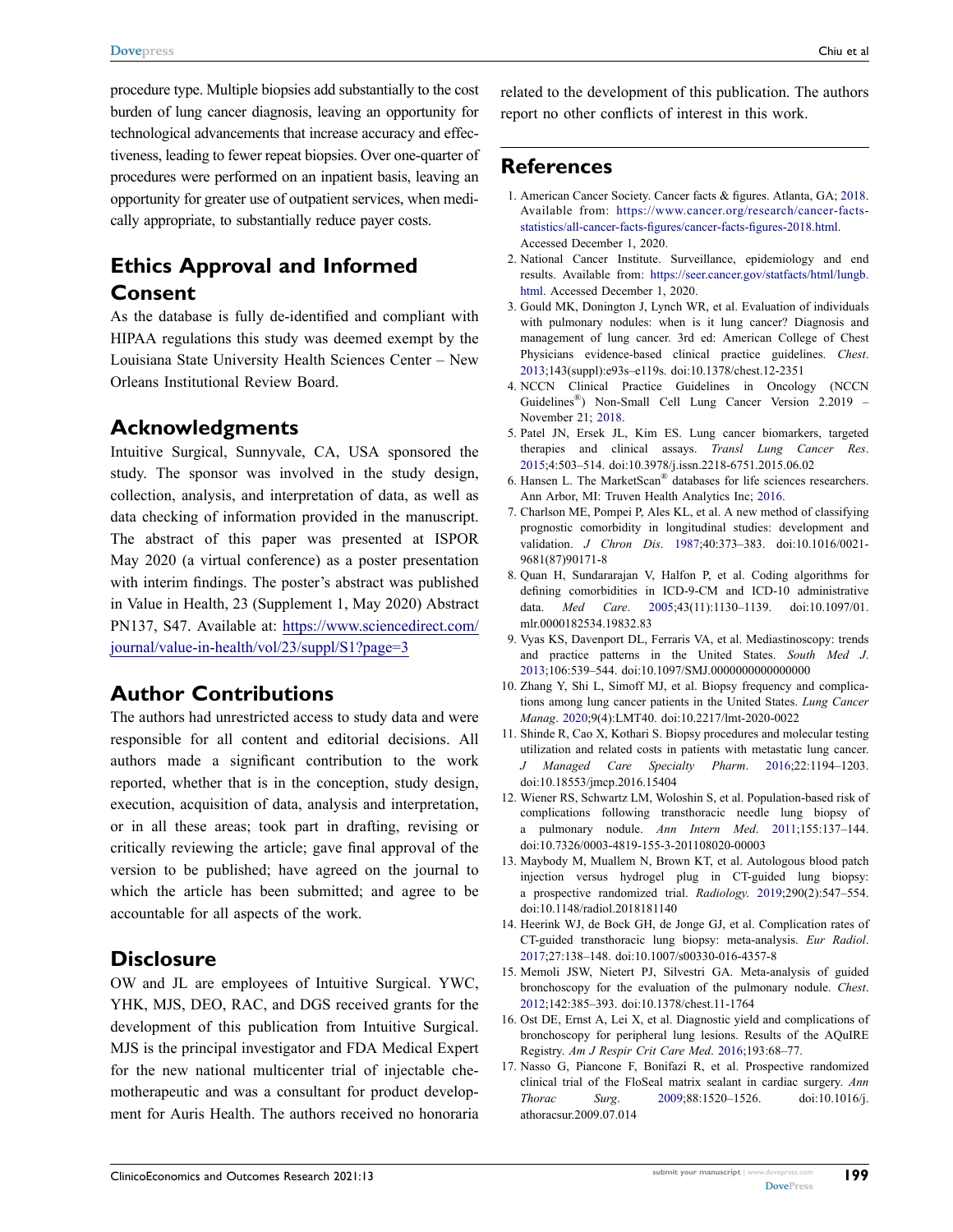procedure type. Multiple biopsies add substantially to the cost burden of lung cancer diagnosis, leaving an opportunity for technological advancements that increase accuracy and effectiveness, leading to fewer repeat biopsies. Over one-quarter of procedures were performed on an inpatient basis, leaving an opportunity for greater use of outpatient services, when medically appropriate, to substantially reduce payer costs.

## Ethics Approval and Informed Consent

As the database is fully de-identified and compliant with HIPAA regulations this study was deemed exempt by the Louisiana State University Health Sciences Center – New Orleans Institutional Review Board.

## Acknowledgments

Intuitive Surgical, Sunnyvale, CA, USA sponsored the study. The sponsor was involved in the study design, collection, analysis, and interpretation of data, as well as data checking of information provided in the manuscript. The abstract of this paper was presented at ISPOR May 2020 (a virtual conference) as a poster presentation with interim findings. The poster's abstract was published in Value in Health, 23 (Supplement 1, May 2020) Abstract PN137, S47. Available at: https://www.sciencedirect.com/journal/value-in-health/vol/23/suppl/S1?page=3

## Author Contributions

The authors had unrestricted access to study data and were responsible for all content and editorial decisions. All authors made a significant contribution to the work reported, whether that is in the conception, study design, execution, acquisition of data, analysis and interpretation, or in all these areas; took part in drafting, revising or critically reviewing the article; gave final approval of the version to be published; have agreed on the journal to which the article has been submitted; and agree to be accountable for all aspects of the work.

## Disclosure

OW and JL are employees of Intuitive Surgical. YWC, YHK, MJS, DEO, RAC, and DGS received grants for the development of this publication from Intuitive Surgical. MJS is the principal investigator and FDA Medical Expert for the new national multicenter trial of injectable chemotherapeutic and was a consultant for product development for Auris Health. The authors received no honoraria related to the development of this publication. The authors report no other conflicts of interest in this work.

## References

1. American Cancer Society. Cancer facts & figures. Atlanta, GA; 2018. Available from: https://www.cancer.org/research/cancer-facts-statistics/all-cancer-facts-figures/cancer-facts-figures-2018.html. Accessed December 1, 2020.
2. National Cancer Institute. Surveillance, epidemiology and end results. Available from: https://seer.cancer.gov/statfacts/html/lungb.html. Accessed December 1, 2020.
3. Gould MK, Donington J, Lynch WR, et al. Evaluation of individuals with pulmonary nodules: when is it lung cancer? Diagnosis and management of lung cancer. 3rd ed: American College of Chest Physicians evidence-based clinical practice guidelines. *Chest*. 2013;143(suppl):e93s–e119s. doi:10.1378/chest.12-2351
4. NCCN Clinical Practice Guidelines in Oncology (NCCN Guidelines®) Non-Small Cell Lung Cancer Version 2.2019 – November 21; 2018.
5. Patel JN, Ersek JL, Kim ES. Lung cancer biomarkers, targeted therapies and clinical assays. *Transl Lung Cancer Res*. 2015;4:503–514. doi:10.3978/j.issn.2218-6751.2015.06.02
6. Hansen L. The MarketScan® databases for life sciences researchers. Ann Arbor, MI: Truven Health Analytics Inc; 2016.
7. Charlson ME, Pompei P, Ales KL, et al. A new method of classifying prognostic comorbidity in longitudinal studies: development and validation. *J Chron Dis*. 1987;40:373–383. doi:10.1016/0021-9681(87)90171-8
8. Quan H, Sundararajan V, Halfon P, et al. Coding algorithms for defining comorbidities in ICD-9-CM and ICD-10 administrative data. *Med Care*. 2005;43(11):1130–1139. doi:10.1097/01.mlr.0000182534.19832.83
9. Vyas KS, Davenport DL, Ferraris VA, et al. Mediastinoscopy: trends and practice patterns in the United States. *South Med J*. 2013;106:539–544. doi:10.1097/SMJ.0000000000000000
10. Zhang Y, Shi L, Simoff MJ, et al. Biopsy frequency and complications among lung cancer patients in the United States. *Lung Cancer Manag*. 2020;9(4):LMT40. doi:10.2217/lmt-2020-0022
11. Shinde R, Cao X, Kothari S. Biopsy procedures and molecular testing utilization and related costs in patients with metastatic lung cancer. *J Managed Care Specialty Pharm*. 2016;22:1194–1203. doi:10.18553/jmcp.2016.15404
12. Wiener RS, Schwartz LM, Woloshin S, et al. Population-based risk of complications following transthoracic needle lung biopsy of a pulmonary nodule. *Ann Intern Med*. 2011;155:137–144. doi:10.7326/0003-4819-155-3-201108020-00003
13. Maybody M, Muallem N, Brown KT, et al. Autologous blood patch injection versus hydrogel plug in CT-guided lung biopsy: a prospective randomized trial. *Radiology*. 2019;290(2):547–554. doi:10.1148/radiol.2018181140
14. Heerink WJ, de Bock GH, de Jonge GJ, et al. Complication rates of CT-guided transthoracic lung biopsy: meta-analysis. *Eur Radiol*. 2017;27:138–148. doi:10.1007/s00330-016-4357-8
15. Memoli JSW, Nietert PJ, Silvestri GA. Meta-analysis of guided bronchoscopy for the evaluation of the pulmonary nodule. *Chest*. 2012;142:385–393. doi:10.1378/chest.11-1764
16. Ost DE, Ernst A, Lei X, et al. Diagnostic yield and complications of bronchoscopy for peripheral lung lesions. Results of the AQuIRE Registry. *Am J Respir Crit Care Med*. 2016;193:68–77.
17. Nasso G, Piancone F, Bonifazi R, et al. Prospective randomized clinical trial of the FloSeal matrix sealant in cardiac surgery. *Ann Thorac Surg*. 2009;88:1520–1526. doi:10.1016/j.athoracsur.2009.07.014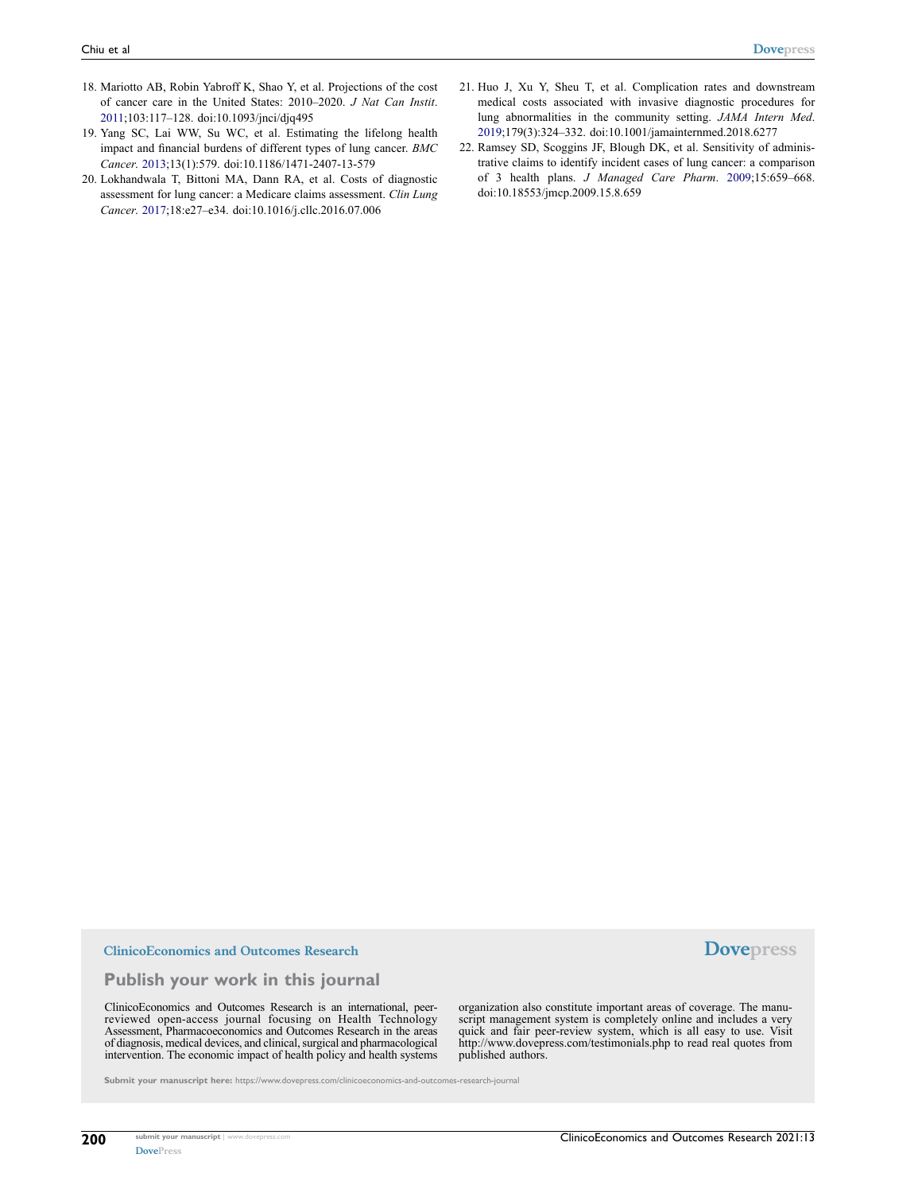18. Mariotto AB, Robin Yabroff K, Shao Y, et al. Projections of the cost of cancer care in the United States: 2010–2020. *J Nat Can Instit*. 2011;103:117–128. doi:10.1093/jnci/djq495
19. Yang SC, Lai WW, Su WC, et al. Estimating the lifelong health impact and financial burdens of different types of lung cancer. *BMC Cancer*. 2013;13(1):579. doi:10.1186/1471-2407-13-579
20. Lokhandwala T, Bittoni MA, Dann RA, et al. Costs of diagnostic assessment for lung cancer: a Medicare claims assessment. *Clin Lung Cancer*. 2017;18:e27–e34. doi:10.1016/j.cllc.2016.07.006
21. Huo J, Xu Y, Sheu T, et al. Complication rates and downstream medical costs associated with invasive diagnostic procedures for lung abnormalities in the community setting. *JAMA Intern Med*. 2019;179(3):324–332. doi:10.1001/jamainternmed.2018.6277
22. Ramsey SD, Scoggins JF, Blough DK, et al. Sensitivity of administrative claims to identify incident cases of lung cancer: a comparison of 3 health plans. *J Managed Care Pharm*. 2009;15:659–668. doi:10.18553/jmcp.2009.15.8.659

**ClinicoEconomics and Outcomes Research**

**Dovepress**

## Publish your work in this journal

ClinicoEconomics and Outcomes Research is an international, peer-reviewed open-access journal focusing on Health Technology Assessment, Pharmacoeconomics and Outcomes Research in the areas of diagnosis, medical devices, and clinical, surgical and pharmacological intervention. The economic impact of health policy and health systems organization also constitute important areas of coverage. The manuscript management system is completely online and includes a very quick and fair peer-review system, which is all easy to use. Visit http://www.dovepress.com/testimonials.php to read real quotes from published authors.

**Submit your manuscript here:** https://www.dovepress.com/clinicoeconomics-and-outcomes-research-journal